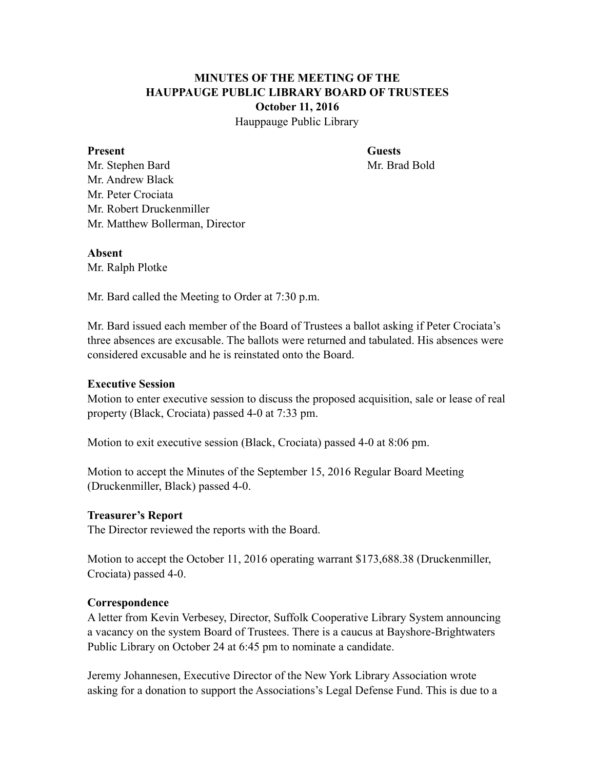**MINUTES OF THE MEETING OF THE**
**HAUPPAUGE PUBLIC LIBRARY BOARD OF TRUSTEES**
**October 11, 2016**
Hauppauge Public Library

**Present**
Mr. Stephen Bard
Mr. Andrew Black
Mr. Peter Crociata
Mr. Robert Druckenmiller
Mr. Matthew Bollerman, Director

**Guests**
Mr. Brad Bold

**Absent**
Mr. Ralph Plotke

Mr. Bard called the Meeting to Order at 7:30 p.m.

Mr. Bard issued each member of the Board of Trustees a ballot asking if Peter Crociata's three absences are excusable. The ballots were returned and tabulated. His absences were considered excusable and he is reinstated onto the Board.

**Executive Session**
Motion to enter executive session to discuss the proposed acquisition, sale or lease of real property (Black, Crociata) passed 4-0 at 7:33 pm.

Motion to exit executive session (Black, Crociata) passed 4-0 at 8:06 pm.

Motion to accept the Minutes of the September 15, 2016 Regular Board Meeting (Druckenmiller, Black) passed 4-0.

**Treasurer's Report**
The Director reviewed the reports with the Board.

Motion to accept the October 11, 2016 operating warrant $173,688.38 (Druckenmiller, Crociata) passed 4-0.

**Correspondence**
A letter from Kevin Verbesey, Director, Suffolk Cooperative Library System announcing a vacancy on the system Board of Trustees. There is a caucus at Bayshore-Brightwaters Public Library on October 24 at 6:45 pm to nominate a candidate.

Jeremy Johannesen, Executive Director of the New York Library Association wrote asking for a donation to support the Associations's Legal Defense Fund. This is due to a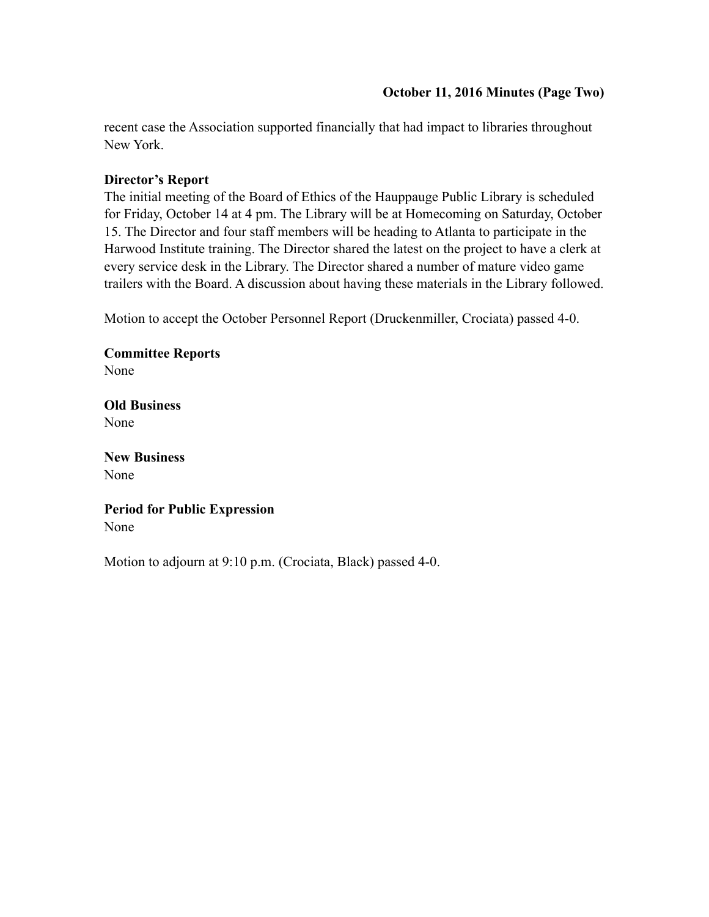recent case the Association supported financially that had impact to libraries throughout New York.

**Director's Report**

The initial meeting of the Board of Ethics of the Hauppauge Public Library is scheduled for Friday, October 14 at 4 pm. The Library will be at Homecoming on Saturday, October 15. The Director and four staff members will be heading to Atlanta to participate in the Harwood Institute training. The Director shared the latest on the project to have a clerk at every service desk in the Library. The Director shared a number of mature video game trailers with the Board. A discussion about having these materials in the Library followed.

Motion to accept the October Personnel Report (Druckenmiller, Crociata) passed 4-0.

**Committee Reports**

None

**Old Business**

None

**New Business**

None

**Period for Public Expression**

None

Motion to adjourn at 9:10 p.m. (Crociata, Black) passed 4-0.